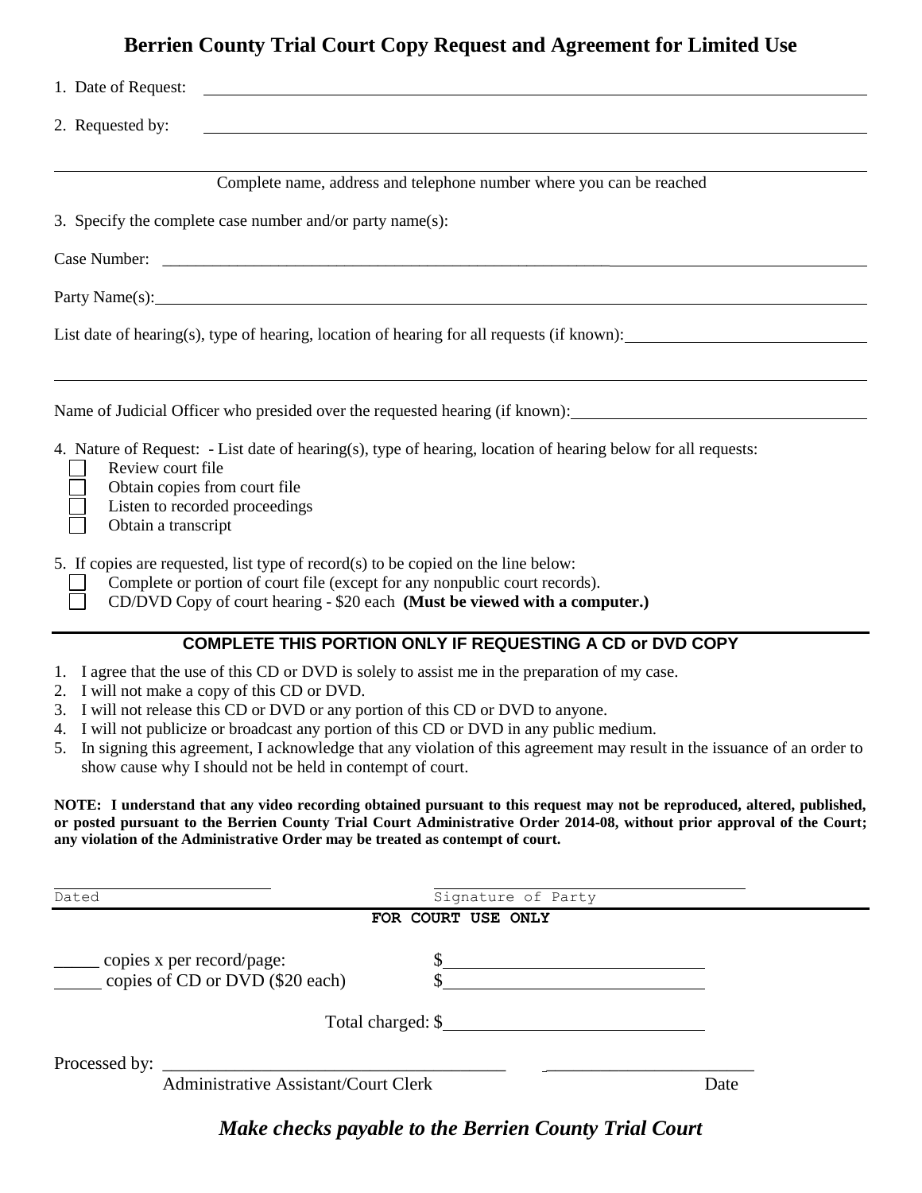# Berrien County Trial Court Copy Request and Agreement for Limited Use

1. Date of Request: ______________________________

2. Requested by: ______________________________

______________________________
Complete name, address and telephone number where you can be reached

3. Specify the complete case number and/or party name(s):

Case Number: ______________________________

Party Name(s): ______________________________

List date of hearing(s), type of hearing, location of hearing for all requests (if known): ______________________________

______________________________

Name of Judicial Officer who presided over the requested hearing (if known): ______________________________

4. Nature of Request: - List date of hearing(s), type of hearing, location of hearing below for all requests:
   - ☐ Review court file
   - ☐ Obtain copies from court file
   - ☐ Listen to recorded proceedings
   - ☐ Obtain a transcript

5. If copies are requested, list type of record(s) to be copied on the line below:
   - ☐ Complete or portion of court file (except for any nonpublic court records).
   - ☐ CD/DVD Copy of court hearing - $20 each **(Must be viewed with a computer.)**

---

**COMPLETE THIS PORTION ONLY IF REQUESTING A CD or DVD COPY**

1. I agree that the use of this CD or DVD is solely to assist me in the preparation of my case.
2. I will not make a copy of this CD or DVD.
3. I will not release this CD or DVD or any portion of this CD or DVD to anyone.
4. I will not publicize or broadcast any portion of this CD or DVD in any public medium.
5. In signing this agreement, I acknowledge that any violation of this agreement may result in the issuance of an order to show cause why I should not be held in contempt of court.

**NOTE: I understand that any video recording obtained pursuant to this request may not be reproduced, altered, published, or posted pursuant to the Berrien County Trial Court Administrative Order 2014-08, without prior approval of the Court; any violation of the Administrative Order may be treated as contempt of court.**

______________________ Dated

______________________ Signature of Party

---

**FOR COURT USE ONLY**

_____ copies x per record/page: $______________

_____ copies of CD or DVD ($20 each) $______________

Total charged: $______________

Processed by: ______________________________ Administrative Assistant/Court Clerk

______________________ Date

***Make checks payable to the Berrien County Trial Court***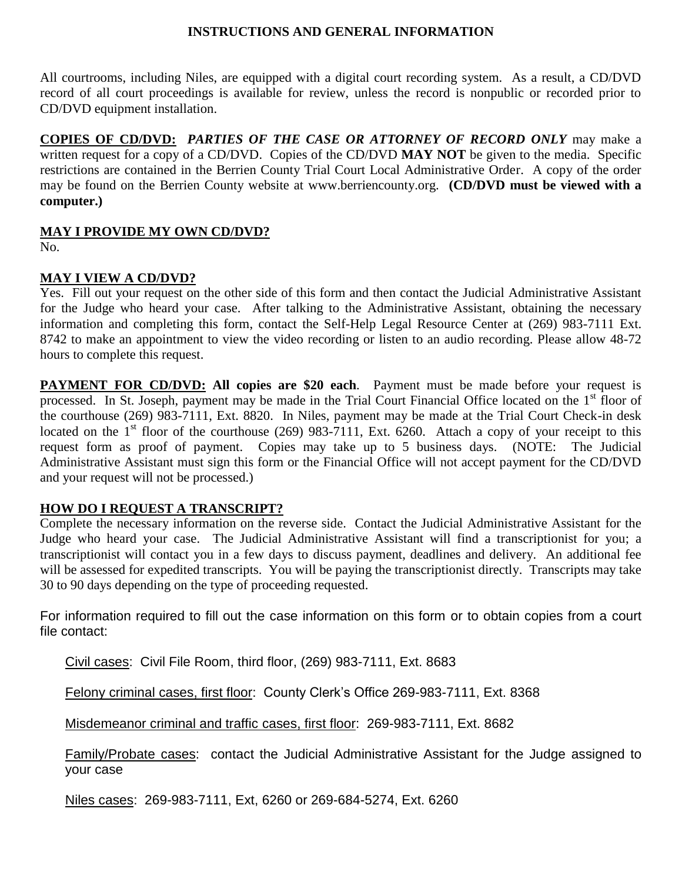# INSTRUCTIONS AND GENERAL INFORMATION

All courtrooms, including Niles, are equipped with a digital court recording system. As a result, a CD/DVD record of all court proceedings is available for review, unless the record is nonpublic or recorded prior to CD/DVD equipment installation.

**COPIES OF CD/DVD:** ***PARTIES OF THE CASE OR ATTORNEY OF RECORD ONLY*** may make a written request for a copy of a CD/DVD. Copies of the CD/DVD **MAY NOT** be given to the media. Specific restrictions are contained in the Berrien County Trial Court Local Administrative Order. A copy of the order may be found on the Berrien County website at www.berriencounty.org. **(CD/DVD must be viewed with a computer.)**

**MAY I PROVIDE MY OWN CD/DVD?**
No.

**MAY I VIEW A CD/DVD?**
Yes. Fill out your request on the other side of this form and then contact the Judicial Administrative Assistant for the Judge who heard your case. After talking to the Administrative Assistant, obtaining the necessary information and completing this form, contact the Self-Help Legal Resource Center at (269) 983-7111 Ext. 8742 to make an appointment to view the video recording or listen to an audio recording. Please allow 48-72 hours to complete this request.

**PAYMENT FOR CD/DVD: All copies are $20 each**. Payment must be made before your request is processed. In St. Joseph, payment may be made in the Trial Court Financial Office located on the 1st floor of the courthouse (269) 983-7111, Ext. 8820. In Niles, payment may be made at the Trial Court Check-in desk located on the 1st floor of the courthouse (269) 983-7111, Ext. 6260. Attach a copy of your receipt to this request form as proof of payment. Copies may take up to 5 business days. (NOTE: The Judicial Administrative Assistant must sign this form or the Financial Office will not accept payment for the CD/DVD and your request will not be processed.)

**HOW DO I REQUEST A TRANSCRIPT?**
Complete the necessary information on the reverse side. Contact the Judicial Administrative Assistant for the Judge who heard your case. The Judicial Administrative Assistant will find a transcriptionist for you; a transcriptionist will contact you in a few days to discuss payment, deadlines and delivery. An additional fee will be assessed for expedited transcripts. You will be paying the transcriptionist directly. Transcripts may take 30 to 90 days depending on the type of proceeding requested.

For information required to fill out the case information on this form or to obtain copies from a court file contact:

Civil cases: Civil File Room, third floor, (269) 983-7111, Ext. 8683

Felony criminal cases, first floor: County Clerk's Office 269-983-7111, Ext. 8368

Misdemeanor criminal and traffic cases, first floor: 269-983-7111, Ext. 8682

Family/Probate cases: contact the Judicial Administrative Assistant for the Judge assigned to your case

Niles cases: 269-983-7111, Ext, 6260 or 269-684-5274, Ext. 6260